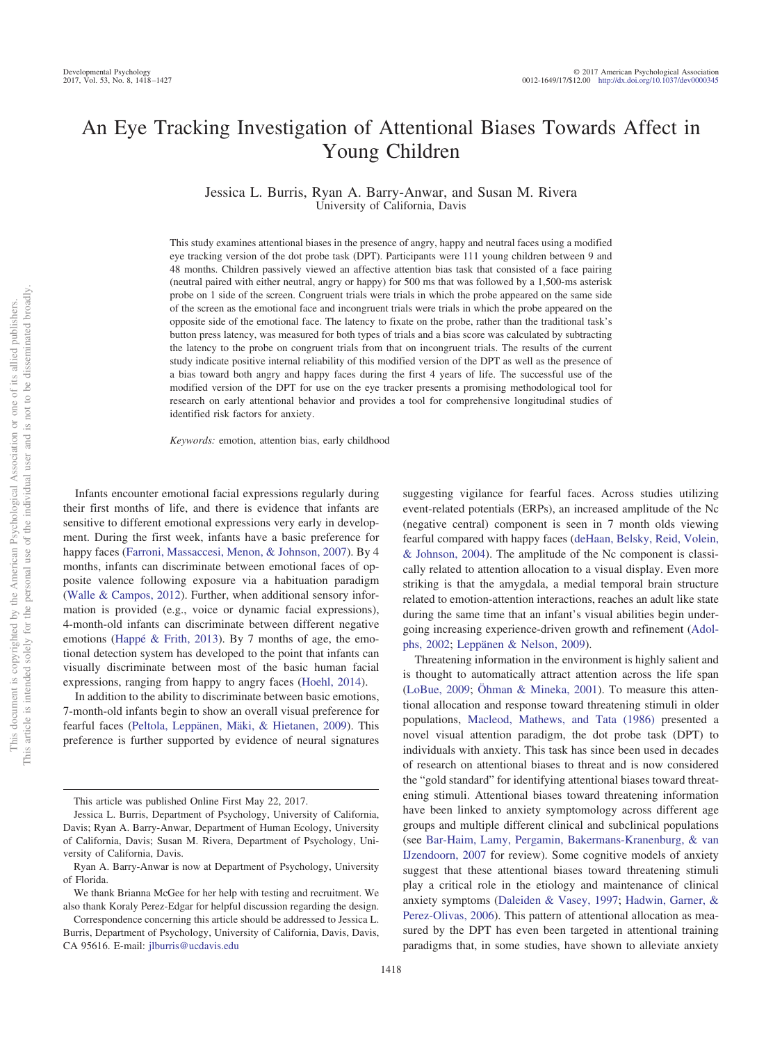# An Eye Tracking Investigation of Attentional Biases Towards Affect in Young Children

Jessica L. Burris, Ryan A. Barry-Anwar, and Susan M. Rivera
University of California, Davis

This study examines attentional biases in the presence of angry, happy and neutral faces using a modified eye tracking version of the dot probe task (DPT). Participants were 111 young children between 9 and 48 months. Children passively viewed an affective attention bias task that consisted of a face pairing (neutral paired with either neutral, angry or happy) for 500 ms that was followed by a 1,500-ms asterisk probe on 1 side of the screen. Congruent trials were trials in which the probe appeared on the same side of the screen as the emotional face and incongruent trials were trials in which the probe appeared on the opposite side of the emotional face. The latency to fixate on the probe, rather than the traditional task's button press latency, was measured for both types of trials and a bias score was calculated by subtracting the latency to the probe on congruent trials from that on incongruent trials. The results of the current study indicate positive internal reliability of this modified version of the DPT as well as the presence of a bias toward both angry and happy faces during the first 4 years of life. The successful use of the modified version of the DPT for use on the eye tracker presents a promising methodological tool for research on early attentional behavior and provides a tool for comprehensive longitudinal studies of identified risk factors for anxiety.

*Keywords:* emotion, attention bias, early childhood

Infants encounter emotional facial expressions regularly during their first months of life, and there is evidence that infants are sensitive to different emotional expressions very early in development. During the first week, infants have a basic preference for happy faces (Farroni, Massaccesi, Menon, & Johnson, 2007). By 4 months, infants can discriminate between emotional faces of opposite valence following exposure via a habituation paradigm (Walle & Campos, 2012). Further, when additional sensory information is provided (e.g., voice or dynamic facial expressions), 4-month-old infants can discriminate between different negative emotions (Happé & Frith, 2013). By 7 months of age, the emotional detection system has developed to the point that infants can visually discriminate between most of the basic human facial expressions, ranging from happy to angry faces (Hoehl, 2014).

In addition to the ability to discriminate between basic emotions, 7-month-old infants begin to show an overall visual preference for fearful faces (Peltola, Leppänen, Mäki, & Hietanen, 2009). This preference is further supported by evidence of neural signatures suggesting vigilance for fearful faces. Across studies utilizing event-related potentials (ERPs), an increased amplitude of the Nc (negative central) component is seen in 7 month olds viewing fearful compared with happy faces (deHaan, Belsky, Reid, Volein, & Johnson, 2004). The amplitude of the Nc component is classically related to attention allocation to a visual display. Even more striking is that the amygdala, a medial temporal brain structure related to emotion-attention interactions, reaches an adult like state during the same time that an infant's visual abilities begin undergoing increasing experience-driven growth and refinement (Adolphs, 2002; Leppänen & Nelson, 2009).

Threatening information in the environment is highly salient and is thought to automatically attract attention across the life span (LoBue, 2009; Öhman & Mineka, 2001). To measure this attentional allocation and response toward threatening stimuli in older populations, Macleod, Mathews, and Tata (1986) presented a novel visual attention paradigm, the dot probe task (DPT) to individuals with anxiety. This task has since been used in decades of research on attentional biases to threat and is now considered the "gold standard" for identifying attentional biases toward threatening stimuli. Attentional biases toward threatening information have been linked to anxiety symptomology across different age groups and multiple different clinical and subclinical populations (see Bar-Haim, Lamy, Pergamin, Bakermans-Kranenburg, & van IJzendoorn, 2007 for review). Some cognitive models of anxiety suggest that these attentional biases toward threatening stimuli play a critical role in the etiology and maintenance of clinical anxiety symptoms (Daleiden & Vasey, 1997; Hadwin, Garner, & Perez-Olivas, 2006). This pattern of attentional allocation as measured by the DPT has even been targeted in attentional training paradigms that, in some studies, have shown to alleviate anxiety

---

This article was published Online First May 22, 2017.

Jessica L. Burris, Department of Psychology, University of California, Davis; Ryan A. Barry-Anwar, Department of Human Ecology, University of California, Davis; Susan M. Rivera, Department of Psychology, University of California, Davis.

Ryan A. Barry-Anwar is now at Department of Psychology, University of Florida.

We thank Brianna McGee for her help with testing and recruitment. We also thank Koraly Perez-Edgar for helpful discussion regarding the design.

Correspondence concerning this article should be addressed to Jessica L. Burris, Department of Psychology, University of California, Davis, Davis, CA 95616. E-mail: jlburris@ucdavis.edu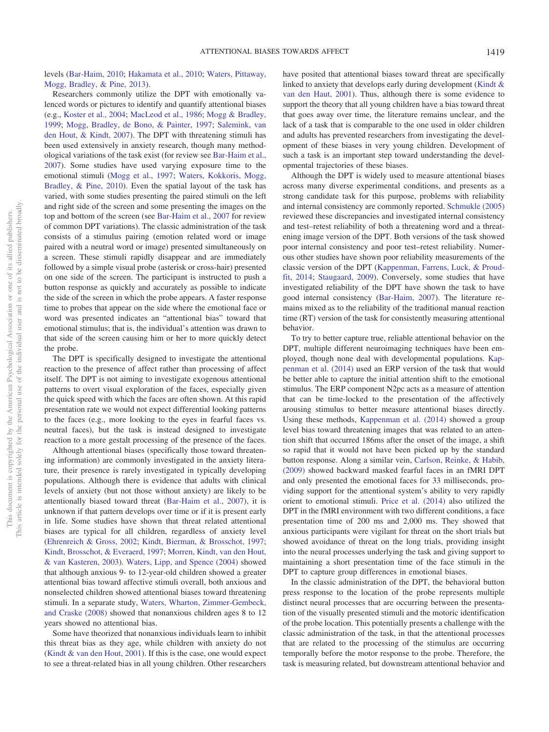levels (Bar-Haim, 2010; Hakamata et al., 2010; Waters, Pittaway, Mogg, Bradley, & Pine, 2013).

Researchers commonly utilize the DPT with emotionally valenced words or pictures to identify and quantify attentional biases (e.g., Koster et al., 2004; MacLeod et al., 1986; Mogg & Bradley, 1999; Mogg, Bradley, de Bono, & Painter, 1997; Salemink, van den Hout, & Kindt, 2007). The DPT with threatening stimuli has been used extensively in anxiety research, though many methodological variations of the task exist (for review see Bar-Haim et al., 2007). Some studies have used varying exposure time to the emotional stimuli (Mogg et al., 1997; Waters, Kokkoris, Mogg, Bradley, & Pine, 2010). Even the spatial layout of the task has varied, with some studies presenting the paired stimuli on the left and right side of the screen and some presenting the images on the top and bottom of the screen (see Bar-Haim et al., 2007 for review of common DPT variations). The classic administration of the task consists of a stimulus pairing (emotion related word or image paired with a neutral word or image) presented simultaneously on a screen. These stimuli rapidly disappear and are immediately followed by a simple visual probe (asterisk or cross-hair) presented on one side of the screen. The participant is instructed to push a button response as quickly and accurately as possible to indicate the side of the screen in which the probe appears. A faster response time to probes that appear on the side where the emotional face or word was presented indicates an "attentional bias" toward that emotional stimulus; that is, the individual's attention was drawn to that side of the screen causing him or her to more quickly detect the probe.

The DPT is specifically designed to investigate the attentional reaction to the presence of affect rather than processing of affect itself. The DPT is not aiming to investigate exogenous attentional patterns to overt visual exploration of the faces, especially given the quick speed with which the faces are often shown. At this rapid presentation rate we would not expect differential looking patterns to the faces (e.g., more looking to the eyes in fearful faces vs. neutral faces), but the task is instead designed to investigate reaction to a more gestalt processing of the presence of the faces.

Although attentional biases (specifically those toward threatening information) are commonly investigated in the anxiety literature, their presence is rarely investigated in typically developing populations. Although there is evidence that adults with clinical levels of anxiety (but not those without anxiety) are likely to be attentionally biased toward threat (Bar-Haim et al., 2007), it is unknown if that pattern develops over time or if it is present early in life. Some studies have shown that threat related attentional biases are typical for all children, regardless of anxiety level (Ehrenreich & Gross, 2002; Kindt, Bierman, & Brosschot, 1997; Kindt, Brosschot, & Everaerd, 1997; Morren, Kindt, van den Hout, & van Kasteren, 2003). Waters, Lipp, and Spence (2004) showed that although anxious 9- to 12-year-old children showed a greater attentional bias toward affective stimuli overall, both anxious and nonselected children showed attentional biases toward threatening stimuli. In a separate study, Waters, Wharton, Zimmer-Gembeck, and Craske (2008) showed that nonanxious children ages 8 to 12 years showed no attentional bias.

Some have theorized that nonanxious individuals learn to inhibit this threat bias as they age, while children with anxiety do not (Kindt & van den Hout, 2001). If this is the case, one would expect to see a threat-related bias in all young children. Other researchers have posited that attentional biases toward threat are specifically linked to anxiety that develops early during development (Kindt & van den Haut, 2001). Thus, although there is some evidence to support the theory that all young children have a bias toward threat that goes away over time, the literature remains unclear, and the lack of a task that is comparable to the one used in older children and adults has prevented researchers from investigating the development of these biases in very young children. Development of such a task is an important step toward understanding the developmental trajectories of these biases.

Although the DPT is widely used to measure attentional biases across many diverse experimental conditions, and presents as a strong candidate task for this purpose, problems with reliability and internal consistency are commonly reported. Schmukle (2005) reviewed these discrepancies and investigated internal consistency and test–retest reliability of both a threatening word and a threatening image version of the DPT. Both versions of the task showed poor internal consistency and poor test–retest reliability. Numerous other studies have shown poor reliability measurements of the classic version of the DPT (Kappenman, Farrens, Luck, & Proudfit, 2014; Staugaard, 2009). Conversely, some studies that have investigated reliability of the DPT have shown the task to have good internal consistency (Bar-Haim, 2007). The literature remains mixed as to the reliability of the traditional manual reaction time (RT) version of the task for consistently measuring attentional behavior.

To try to better capture true, reliable attentional behavior on the DPT, multiple different neuroimaging techniques have been employed, though none deal with developmental populations. Kappenman et al. (2014) used an ERP version of the task that would be better able to capture the initial attention shift to the emotional stimulus. The ERP component N2pc acts as a measure of attention that can be time-locked to the presentation of the affectively arousing stimulus to better measure attentional biases directly. Using these methods, Kappenman et al. (2014) showed a group level bias toward threatening images that was related to an attention shift that occurred 186ms after the onset of the image, a shift so rapid that it would not have been picked up by the standard button response. Along a similar vein, Carlson, Reinke, & Habib, (2009) showed backward masked fearful faces in an fMRI DPT and only presented the emotional faces for 33 milliseconds, providing support for the attentional system's ability to very rapidly orient to emotional stimuli. Price et al. (2014) also utilized the DPT in the fMRI environment with two different conditions, a face presentation time of 200 ms and 2,000 ms. They showed that anxious participants were vigilant for threat on the short trials but showed avoidance of threat on the long trials, providing insight into the neural processes underlying the task and giving support to maintaining a short presentation time of the face stimuli in the DPT to capture group differences in emotional biases.

In the classic administration of the DPT, the behavioral button press response to the location of the probe represents multiple distinct neural processes that are occurring between the presentation of the visually presented stimuli and the motoric identification of the probe location. This potentially presents a challenge with the classic administration of the task, in that the attentional processes that are related to the processing of the stimulus are occurring temporally before the motor response to the probe. Therefore, the task is measuring related, but downstream attentional behavior and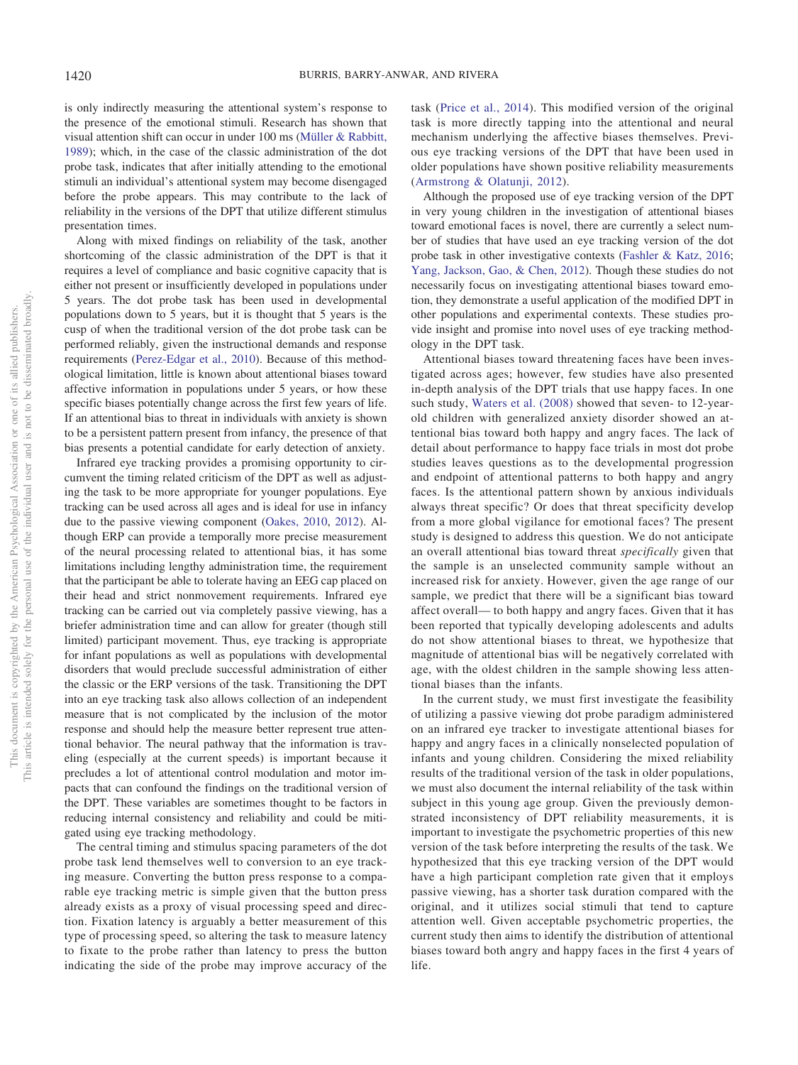is only indirectly measuring the attentional system's response to the presence of the emotional stimuli. Research has shown that visual attention shift can occur in under 100 ms (Müller & Rabbitt, 1989); which, in the case of the classic administration of the dot probe task, indicates that after initially attending to the emotional stimuli an individual's attentional system may become disengaged before the probe appears. This may contribute to the lack of reliability in the versions of the DPT that utilize different stimulus presentation times.

Along with mixed findings on reliability of the task, another shortcoming of the classic administration of the DPT is that it requires a level of compliance and basic cognitive capacity that is either not present or insufficiently developed in populations under 5 years. The dot probe task has been used in developmental populations down to 5 years, but it is thought that 5 years is the cusp of when the traditional version of the dot probe task can be performed reliably, given the instructional demands and response requirements (Perez-Edgar et al., 2010). Because of this methodological limitation, little is known about attentional biases toward affective information in populations under 5 years, or how these specific biases potentially change across the first few years of life. If an attentional bias to threat in individuals with anxiety is shown to be a persistent pattern present from infancy, the presence of that bias presents a potential candidate for early detection of anxiety.

Infrared eye tracking provides a promising opportunity to circumvent the timing related criticism of the DPT as well as adjusting the task to be more appropriate for younger populations. Eye tracking can be used across all ages and is ideal for use in infancy due to the passive viewing component (Oakes, 2010, 2012). Although ERP can provide a temporally more precise measurement of the neural processing related to attentional bias, it has some limitations including lengthy administration time, the requirement that the participant be able to tolerate having an EEG cap placed on their head and strict nonmovement requirements. Infrared eye tracking can be carried out via completely passive viewing, has a briefer administration time and can allow for greater (though still limited) participant movement. Thus, eye tracking is appropriate for infant populations as well as populations with developmental disorders that would preclude successful administration of either the classic or the ERP versions of the task. Transitioning the DPT into an eye tracking task also allows collection of an independent measure that is not complicated by the inclusion of the motor response and should help the measure better represent true attentional behavior. The neural pathway that the information is traveling (especially at the current speeds) is important because it precludes a lot of attentional control modulation and motor impacts that can confound the findings on the traditional version of the DPT. These variables are sometimes thought to be factors in reducing internal consistency and reliability and could be mitigated using eye tracking methodology.

The central timing and stimulus spacing parameters of the dot probe task lend themselves well to conversion to an eye tracking measure. Converting the button press response to a comparable eye tracking metric is simple given that the button press already exists as a proxy of visual processing speed and direction. Fixation latency is arguably a better measurement of this type of processing speed, so altering the task to measure latency to fixate to the probe rather than latency to press the button indicating the side of the probe may improve accuracy of the task (Price et al., 2014). This modified version of the original task is more directly tapping into the attentional and neural mechanism underlying the affective biases themselves. Previous eye tracking versions of the DPT that have been used in older populations have shown positive reliability measurements (Armstrong & Olatunji, 2012).

Although the proposed use of eye tracking version of the DPT in very young children in the investigation of attentional biases toward emotional faces is novel, there are currently a select number of studies that have used an eye tracking version of the dot probe task in other investigative contexts (Fashler & Katz, 2016; Yang, Jackson, Gao, & Chen, 2012). Though these studies do not necessarily focus on investigating attentional biases toward emotion, they demonstrate a useful application of the modified DPT in other populations and experimental contexts. These studies provide insight and promise into novel uses of eye tracking methodology in the DPT task.

Attentional biases toward threatening faces have been investigated across ages; however, few studies have also presented in-depth analysis of the DPT trials that use happy faces. In one such study, Waters et al. (2008) showed that seven- to 12-year-old children with generalized anxiety disorder showed an attentional bias toward both happy and angry faces. The lack of detail about performance to happy face trials in most dot probe studies leaves questions as to the developmental progression and endpoint of attentional patterns to both happy and angry faces. Is the attentional pattern shown by anxious individuals always threat specific? Or does that threat specificity develop from a more global vigilance for emotional faces? The present study is designed to address this question. We do not anticipate an overall attentional bias toward threat *specifically* given that the sample is an unselected community sample without an increased risk for anxiety. However, given the age range of our sample, we predict that there will be a significant bias toward affect overall— to both happy and angry faces. Given that it has been reported that typically developing adolescents and adults do not show attentional biases to threat, we hypothesize that magnitude of attentional bias will be negatively correlated with age, with the oldest children in the sample showing less attentional biases than the infants.

In the current study, we must first investigate the feasibility of utilizing a passive viewing dot probe paradigm administered on an infrared eye tracker to investigate attentional biases for happy and angry faces in a clinically nonselected population of infants and young children. Considering the mixed reliability results of the traditional version of the task in older populations, we must also document the internal reliability of the task within subject in this young age group. Given the previously demonstrated inconsistency of DPT reliability measurements, it is important to investigate the psychometric properties of this new version of the task before interpreting the results of the task. We hypothesized that this eye tracking version of the DPT would have a high participant completion rate given that it employs passive viewing, has a shorter task duration compared with the original, and it utilizes social stimuli that tend to capture attention well. Given acceptable psychometric properties, the current study then aims to identify the distribution of attentional biases toward both angry and happy faces in the first 4 years of life.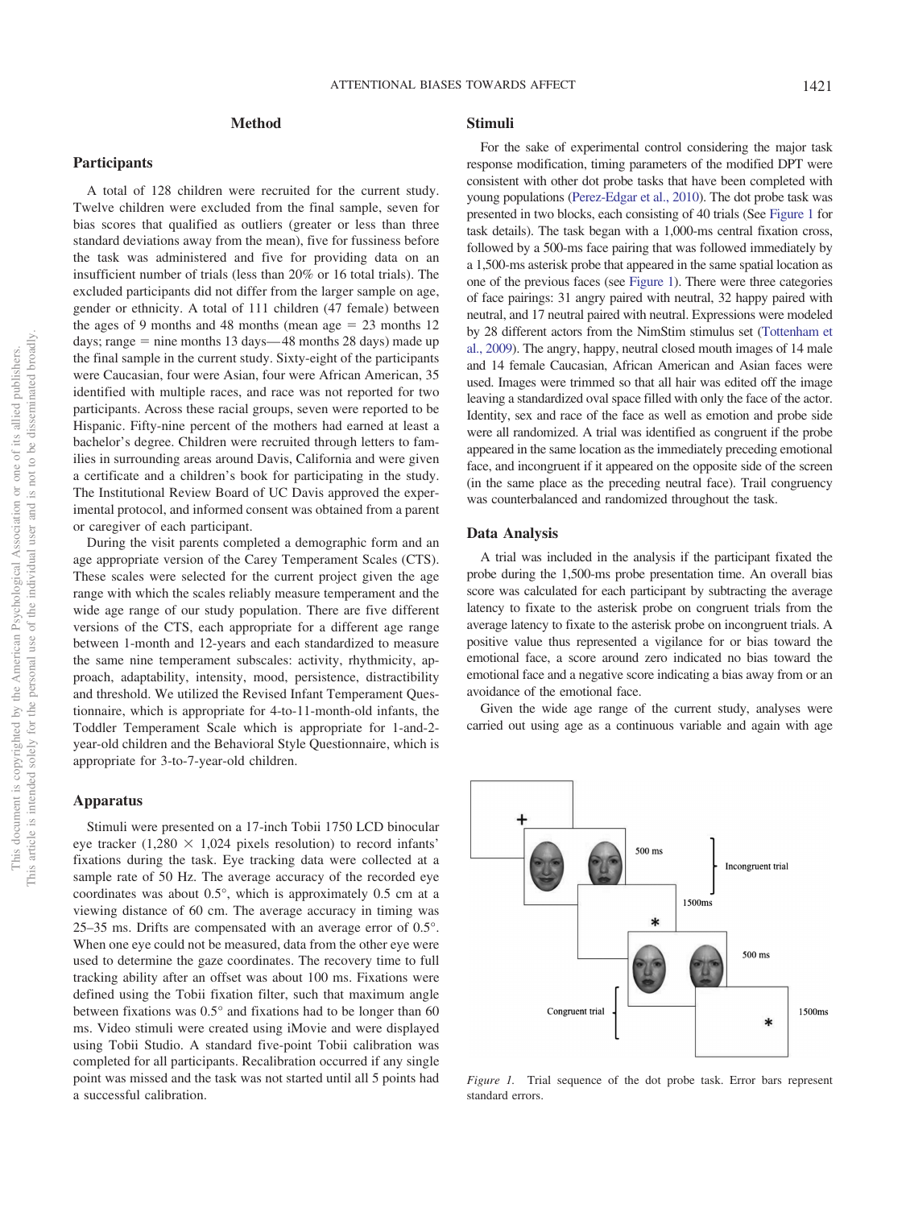## Method

### Participants

A total of 128 children were recruited for the current study. Twelve children were excluded from the final sample, seven for bias scores that qualified as outliers (greater or less than three standard deviations away from the mean), five for fussiness before the task was administered and five for providing data on an insufficient number of trials (less than 20% or 16 total trials). The excluded participants did not differ from the larger sample on age, gender or ethnicity. A total of 111 children (47 female) between the ages of 9 months and 48 months (mean age = 23 months 12 days; range = nine months 13 days—48 months 28 days) made up the final sample in the current study. Sixty-eight of the participants were Caucasian, four were Asian, four were African American, 35 identified with multiple races, and race was not reported for two participants. Across these racial groups, seven were reported to be Hispanic. Fifty-nine percent of the mothers had earned at least a bachelor's degree. Children were recruited through letters to families in surrounding areas around Davis, California and were given a certificate and a children's book for participating in the study. The Institutional Review Board of UC Davis approved the experimental protocol, and informed consent was obtained from a parent or caregiver of each participant.

During the visit parents completed a demographic form and an age appropriate version of the Carey Temperament Scales (CTS). These scales were selected for the current project given the age range with which the scales reliably measure temperament and the wide age range of our study population. There are five different versions of the CTS, each appropriate for a different age range between 1-month and 12-years and each standardized to measure the same nine temperament subscales: activity, rhythmicity, approach, adaptability, intensity, mood, persistence, distractibility and threshold. We utilized the Revised Infant Temperament Questionnaire, which is appropriate for 4-to-11-month-old infants, the Toddler Temperament Scale which is appropriate for 1-and-2-year-old children and the Behavioral Style Questionnaire, which is appropriate for 3-to-7-year-old children.

### Apparatus

Stimuli were presented on a 17-inch Tobii 1750 LCD binocular eye tracker (1,280 × 1,024 pixels resolution) to record infants' fixations during the task. Eye tracking data were collected at a sample rate of 50 Hz. The average accuracy of the recorded eye coordinates was about 0.5°, which is approximately 0.5 cm at a viewing distance of 60 cm. The average accuracy in timing was 25–35 ms. Drifts are compensated with an average error of 0.5°. When one eye could not be measured, data from the other eye were used to determine the gaze coordinates. The recovery time to full tracking ability after an offset was about 100 ms. Fixations were defined using the Tobii fixation filter, such that maximum angle between fixations was 0.5° and fixations had to be longer than 60 ms. Video stimuli were created using iMovie and were displayed using Tobii Studio. A standard five-point Tobii calibration was completed for all participants. Recalibration occurred if any single point was missed and the task was not started until all 5 points had a successful calibration.

### Stimuli

For the sake of experimental control considering the major task response modification, timing parameters of the modified DPT were consistent with other dot probe tasks that have been completed with young populations (Perez-Edgar et al., 2010). The dot probe task was presented in two blocks, each consisting of 40 trials (See Figure 1 for task details). The task began with a 1,000-ms central fixation cross, followed by a 500-ms face pairing that was followed immediately by a 1,500-ms asterisk probe that appeared in the same spatial location as one of the previous faces (see Figure 1). There were three categories of face pairings: 31 angry paired with neutral, 32 happy paired with neutral, and 17 neutral paired with neutral. Expressions were modeled by 28 different actors from the NimStim stimulus set (Tottenham et al., 2009). The angry, happy, neutral closed mouth images of 14 male and 14 female Caucasian, African American and Asian faces were used. Images were trimmed so that all hair was edited off the image leaving a standardized oval space filled with only the face of the actor. Identity, sex and race of the face as well as emotion and probe side were all randomized. A trial was identified as congruent if the probe appeared in the same location as the immediately preceding emotional face, and incongruent if it appeared on the opposite side of the screen (in the same place as the preceding neutral face). Trail congruency was counterbalanced and randomized throughout the task.

### Data Analysis

A trial was included in the analysis if the participant fixated the probe during the 1,500-ms probe presentation time. An overall bias score was calculated for each participant by subtracting the average latency to fixate to the asterisk probe on congruent trials from the average latency to fixate to the asterisk probe on incongruent trials. A positive value thus represented a vigilance for or bias toward the emotional face, a score around zero indicated no bias toward the emotional face and a negative score indicating a bias away from or an avoidance of the emotional face.

Given the wide age range of the current study, analyses were carried out using age as a continuous variable and again with age

*Figure 1.* Trial sequence of the dot probe task. Error bars represent standard errors.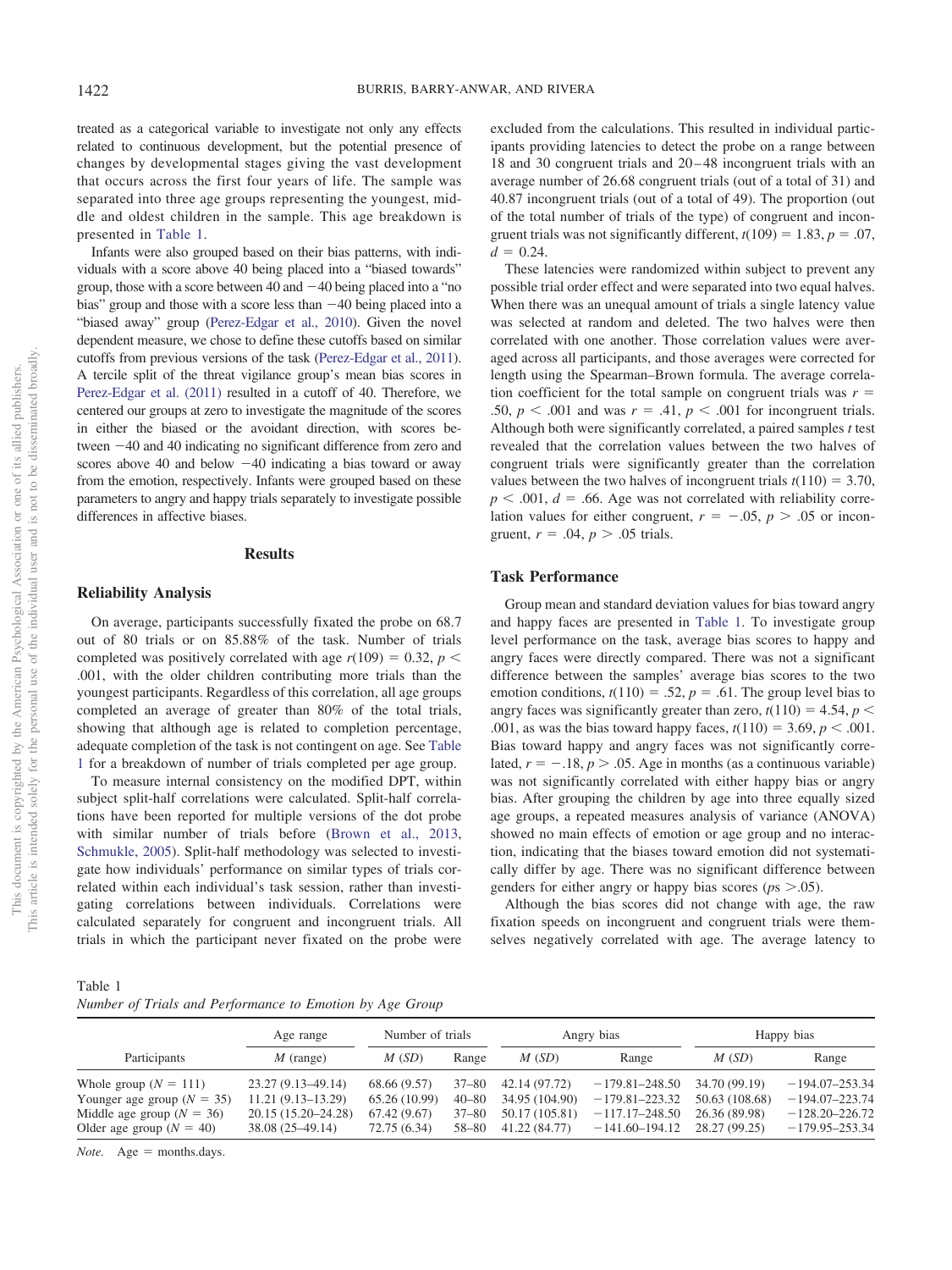treated as a categorical variable to investigate not only any effects related to continuous development, but the potential presence of changes by developmental stages giving the vast development that occurs across the first four years of life. The sample was separated into three age groups representing the youngest, middle and oldest children in the sample. This age breakdown is presented in Table 1.

Infants were also grouped based on their bias patterns, with individuals with a score above 40 being placed into a "biased towards" group, those with a score between 40 and −40 being placed into a "no bias" group and those with a score less than −40 being placed into a "biased away" group (Perez-Edgar et al., 2010). Given the novel dependent measure, we chose to define these cutoffs based on similar cutoffs from previous versions of the task (Perez-Edgar et al., 2011). A tercile split of the threat vigilance group's mean bias scores in Perez-Edgar et al. (2011) resulted in a cutoff of 40. Therefore, we centered our groups at zero to investigate the magnitude of the scores in either the biased or the avoidant direction, with scores between −40 and 40 indicating no significant difference from zero and scores above 40 and below −40 indicating a bias toward or away from the emotion, respectively. Infants were grouped based on these parameters to angry and happy trials separately to investigate possible differences in affective biases.

## Results

### Reliability Analysis

On average, participants successfully fixated the probe on 68.7 out of 80 trials or on 85.88% of the task. Number of trials completed was positively correlated with age $r(109) = 0.32$, $p < .001$, with the older children contributing more trials than the youngest participants. Regardless of this correlation, all age groups completed an average of greater than 80% of the total trials, showing that although age is related to completion percentage, adequate completion of the task is not contingent on age. See Table 1 for a breakdown of number of trials completed per age group.

To measure internal consistency on the modified DPT, within subject split-half correlations were calculated. Split-half correlations have been reported for multiple versions of the dot probe with similar number of trials before (Brown et al., 2013, Schmukle, 2005). Split-half methodology was selected to investigate how individuals' performance on similar types of trials correlated within each individual's task session, rather than investigating correlations between individuals. Correlations were calculated separately for congruent and incongruent trials. All trials in which the participant never fixated on the probe were excluded from the calculations. This resulted in individual participants providing latencies to detect the probe on a range between 18 and 30 congruent trials and 20–48 incongruent trials with an average number of 26.68 congruent trials (out of a total of 31) and 40.87 incongruent trials (out of a total of 49). The proportion (out of the total number of trials of the type) of congruent and incongruent trials was not significantly different, $t(109) = 1.83$, $p = .07$, $d = 0.24$.

These latencies were randomized within subject to prevent any possible trial order effect and were separated into two equal halves. When there was an unequal amount of trials a single latency value was selected at random and deleted. The two halves were then correlated with one another. Those correlation values were averaged across all participants, and those averages were corrected for length using the Spearman–Brown formula. The average correlation coefficient for the total sample on congruent trials was $r = .50$, $p < .001$ and was $r = .41$, $p < .001$ for incongruent trials. Although both were significantly correlated, a paired samples *t* test revealed that the correlation values between the two halves of congruent trials were significantly greater than the correlation values between the two halves of incongruent trials $t(110) = 3.70$, $p < .001$, $d = .66$. Age was not correlated with reliability correlation values for either congruent, $r = -.05$, $p > .05$ or incongruent, $r = .04$, $p > .05$ trials.

### Task Performance

Group mean and standard deviation values for bias toward angry and happy faces are presented in Table 1. To investigate group level performance on the task, average bias scores to happy and angry faces were directly compared. There was not a significant difference between the samples' average bias scores to the two emotion conditions, $t(110) = .52$, $p = .61$. The group level bias to angry faces was significantly greater than zero, $t(110) = 4.54$, $p < .001$, as was the bias toward happy faces, $t(110) = 3.69$, $p < .001$. Bias toward happy and angry faces was not significantly correlated, $r = -.18$, $p > .05$. Age in months (as a continuous variable) was not significantly correlated with either happy bias or angry bias. After grouping the children by age into three equally sized age groups, a repeated measures analysis of variance (ANOVA) showed no main effects of emotion or age group and no interaction, indicating that the biases toward emotion did not systematically differ by age. There was no significant difference between genders for either angry or happy bias scores ($p$s $>.05$).

Although the bias scores did not change with age, the raw fixation speeds on incongruent and congruent trials were themselves negatively correlated with age. The average latency to

Table 1
*Number of Trials and Performance to Emotion by Age Group*

| Participants | Age range | Number of trials | | Angry bias | | Happy bias | |
|---|---|---|---|---|---|---|---|
| | *M* (range) | *M* (*SD*) | Range | *M* (*SD*) | Range | *M* (*SD*) | Range |
| Whole group ($N = 111$) | 23.27 (9.13–49.14) | 68.66 (9.57) | 37–80 | 42.14 (97.72) | −179.81–248.50 | 34.70 (99.19) | −194.07–253.34 |
| Younger age group ($N = 35$) | 11.21 (9.13–13.29) | 65.26 (10.99) | 40–80 | 34.95 (104.90) | −179.81–223.32 | 50.63 (108.68) | −194.07–223.74 |
| Middle age group ($N = 36$) | 20.15 (15.20–24.28) | 67.42 (9.67) | 37–80 | 50.17 (105.81) | −117.17–248.50 | 26.36 (89.98) | −128.20–226.72 |
| Older age group ($N = 40$) | 38.08 (25–49.14) | 72.75 (6.34) | 58–80 | 41.22 (84.77) | −141.60–194.12 | 28.27 (99.25) | −179.95–253.34 |

*Note.* Age = months.days.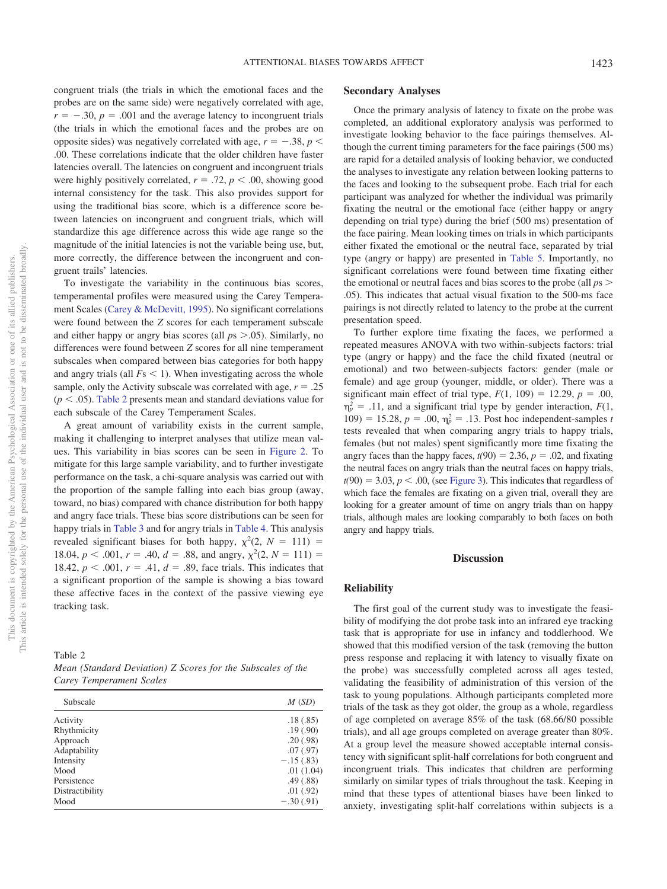congruent trials (the trials in which the emotional faces and the probes are on the same side) were negatively correlated with age, $r = -.30$, $p = .001$ and the average latency to incongruent trials (the trials in which the emotional faces and the probes are on opposite sides) was negatively correlated with age, $r = -.38$, $p < .00$. These correlations indicate that the older children have faster latencies overall. The latencies on congruent and incongruent trials were highly positively correlated, $r = .72$, $p < .00$, showing good internal consistency for the task. This also provides support for using the traditional bias score, which is a difference score between latencies on incongruent and congruent trials, which will standardize this age difference across this wide age range so the magnitude of the initial latencies is not the variable being use, but, more correctly, the difference between the incongruent and congruent trials' latencies.

To investigate the variability in the continuous bias scores, temperamental profiles were measured using the Carey Temperament Scales (Carey & McDevitt, 1995). No significant correlations were found between the *Z* scores for each temperament subscale and either happy or angry bias scores (all $ps > .05$). Similarly, no differences were found between *Z* scores for all nine temperament subscales when compared between bias categories for both happy and angry trials (all $Fs < 1$). When investigating across the whole sample, only the Activity subscale was correlated with age, $r = .25$ ($p < .05$). Table 2 presents mean and standard deviations value for each subscale of the Carey Temperament Scales.

A great amount of variability exists in the current sample, making it challenging to interpret analyses that utilize mean values. This variability in bias scores can be seen in Figure 2. To mitigate for this large sample variability, and to further investigate performance on the task, a chi-square analysis was carried out with the proportion of the sample falling into each bias group (away, toward, no bias) compared with chance distribution for both happy and angry face trials. These bias score distributions can be seen for happy trials in Table 3 and for angry trials in Table 4. This analysis revealed significant biases for both happy, $\chi^2(2, N = 111) = 18.04$, $p < .001$, $r = .40$, $d = .88$, and angry, $\chi^2(2, N = 111) = 18.42$, $p < .001$, $r = .41$, $d = .89$, face trials. This indicates that a significant proportion of the sample is showing a bias toward these affective faces in the context of the passive viewing eye tracking task.

Table 2
*Mean (Standard Deviation) Z Scores for the Subscales of the Carey Temperament Scales*

| Subscale | *M* (*SD*) |
|---|---|
| Activity | .18 (.85) |
| Rhythmicity | .19 (.90) |
| Approach | .20 (.98) |
| Adaptability | .07 (.97) |
| Intensity | −.15 (.83) |
| Mood | .01 (1.04) |
| Persistence | .49 (.88) |
| Distractibility | .01 (.92) |
| Mood | −.30 (.91) |

## Secondary Analyses

Once the primary analysis of latency to fixate on the probe was completed, an additional exploratory analysis was performed to investigate looking behavior to the face pairings themselves. Although the current timing parameters for the face pairings (500 ms) are rapid for a detailed analysis of looking behavior, we conducted the analyses to investigate any relation between looking patterns to the faces and looking to the subsequent probe. Each trial for each participant was analyzed for whether the individual was primarily fixating the neutral or the emotional face (either happy or angry depending on trial type) during the brief (500 ms) presentation of the face pairing. Mean looking times on trials in which participants either fixated the emotional or the neutral face, separated by trial type (angry or happy) are presented in Table 5. Importantly, no significant correlations were found between time fixating either the emotional or neutral faces and bias scores to the probe (all $ps > .05$). This indicates that actual visual fixation to the 500-ms face pairings is not directly related to latency to the probe at the current presentation speed.

To further explore time fixating the faces, we performed a repeated measures ANOVA with two within-subjects factors: trial type (angry or happy) and the face the child fixated (neutral or emotional) and two between-subjects factors: gender (male or female) and age group (younger, middle, or older). There was a significant main effect of trial type, $F(1, 109) = 12.29$, $p = .00$, $\eta_p^2 = .11$, and a significant trial type by gender interaction, $F(1, 109) = 15.28$, $p = .00$, $\eta_p^2 = .13$. Post hoc independent-samples *t* tests revealed that when comparing angry trials to happy trials, females (but not males) spent significantly more time fixating the angry faces than the happy faces, $t(90) = 2.36$, $p = .02$, and fixating the neutral faces on angry trials than the neutral faces on happy trials, $t(90) = 3.03$, $p < .00$, (see Figure 3). This indicates that regardless of which face the females are fixating on a given trial, overall they are looking for a greater amount of time on angry trials than on happy trials, although males are looking comparably to both faces on both angry and happy trials.

# Discussion

## Reliability

The first goal of the current study was to investigate the feasibility of modifying the dot probe task into an infrared eye tracking task that is appropriate for use in infancy and toddlerhood. We showed that this modified version of the task (removing the button press response and replacing it with latency to visually fixate on the probe) was successfully completed across all ages tested, validating the feasibility of administration of this version of the task to young populations. Although participants completed more trials of the task as they got older, the group as a whole, regardless of age completed on average 85% of the task (68.66/80 possible trials), and all age groups completed on average greater than 80%. At a group level the measure showed acceptable internal consistency with significant split-half correlations for both congruent and incongruent trials. This indicates that children are performing similarly on similar types of trials throughout the task. Keeping in mind that these types of attentional biases have been linked to anxiety, investigating split-half correlations within subjects is a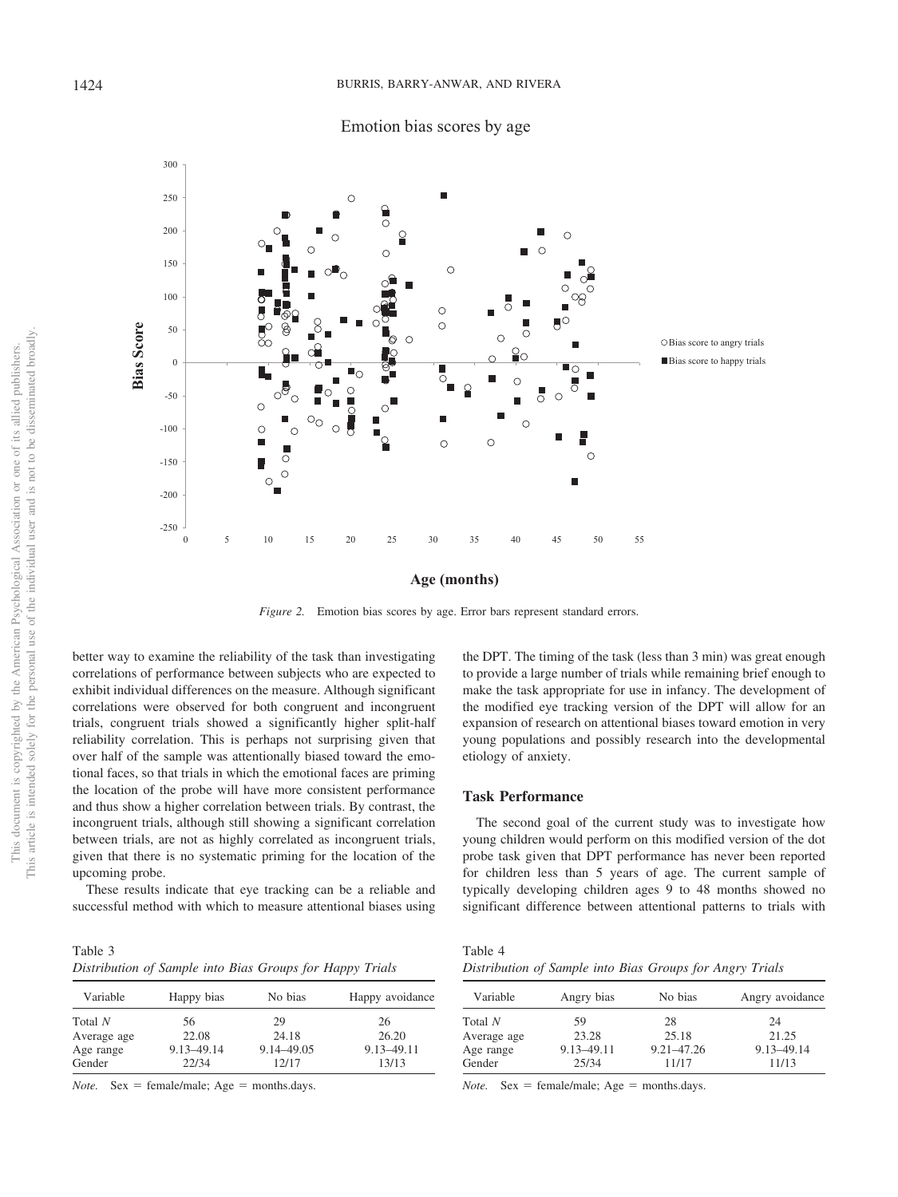*Figure 2.* Emotion bias scores by age. Error bars represent standard errors.

better way to examine the reliability of the task than investigating correlations of performance between subjects who are expected to exhibit individual differences on the measure. Although significant correlations were observed for both congruent and incongruent trials, congruent trials showed a significantly higher split-half reliability correlation. This is perhaps not surprising given that over half of the sample was attentionally biased toward the emotional faces, so that trials in which the emotional faces are priming the location of the probe will have more consistent performance and thus show a higher correlation between trials. By contrast, the incongruent trials, although still showing a significant correlation between trials, are not as highly correlated as incongruent trials, given that there is no systematic priming for the location of the upcoming probe.

These results indicate that eye tracking can be a reliable and successful method with which to measure attentional biases using the DPT. The timing of the task (less than 3 min) was great enough to provide a large number of trials while remaining brief enough to make the task appropriate for use in infancy. The development of the modified eye tracking version of the DPT will allow for an expansion of research on attentional biases toward emotion in very young populations and possibly research into the developmental etiology of anxiety.

## Task Performance

The second goal of the current study was to investigate how young children would perform on this modified version of the dot probe task given that DPT performance has never been reported for children less than 5 years of age. The current sample of typically developing children ages 9 to 48 months showed no significant difference between attentional patterns to trials with

Table 3
*Distribution of Sample into Bias Groups for Happy Trials*

| Variable | Happy bias | No bias | Happy avoidance |
|---|---|---|---|
| Total *N* | 56 | 29 | 26 |
| Average age | 22.08 | 24.18 | 26.20 |
| Age range | 9.13–49.14 | 9.14–49.05 | 9.13–49.11 |
| Gender | 22/34 | 12/17 | 13/13 |

*Note.* Sex = female/male; Age = months.days.

Table 4
*Distribution of Sample into Bias Groups for Angry Trials*

| Variable | Angry bias | No bias | Angry avoidance |
|---|---|---|---|
| Total *N* | 59 | 28 | 24 |
| Average age | 23.28 | 25.18 | 21.25 |
| Age range | 9.13–49.11 | 9.21–47.26 | 9.13–49.14 |
| Gender | 25/34 | 11/17 | 11/13 |

*Note.* Sex = female/male; Age = months.days.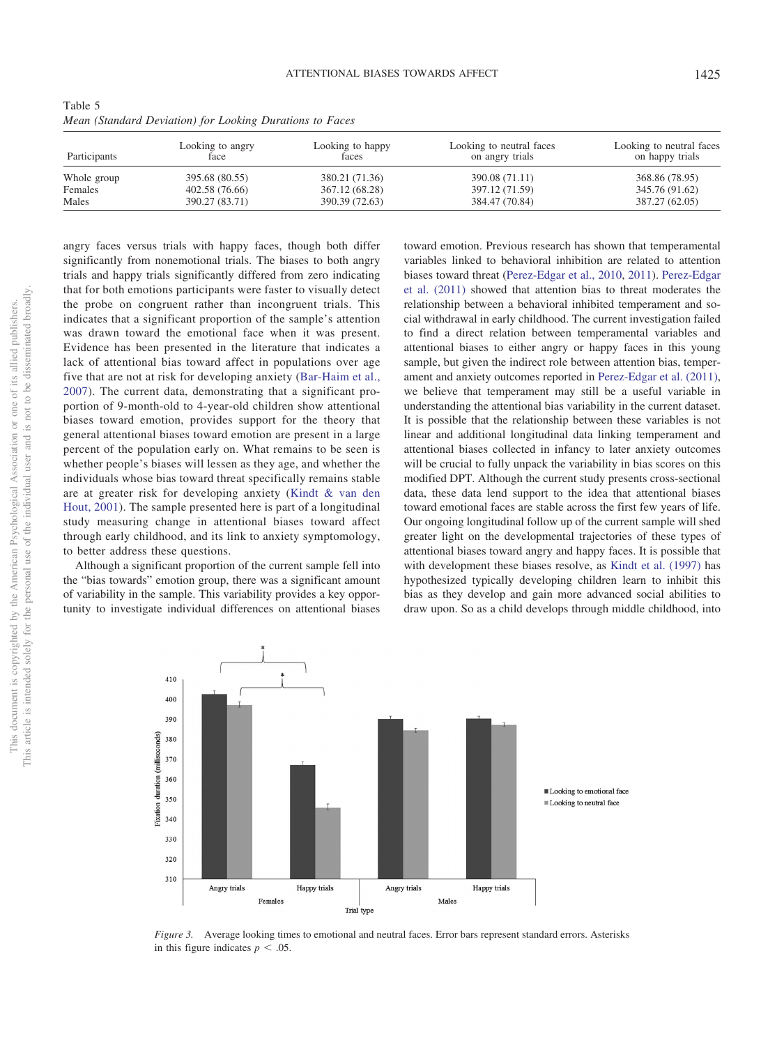Table 5
*Mean (Standard Deviation) for Looking Durations to Faces*

| Participants | Looking to angry face | Looking to happy faces | Looking to neutral faces on angry trials | Looking to neutral faces on happy trials |
|---|---|---|---|---|
| Whole group | 395.68 (80.55) | 380.21 (71.36) | 390.08 (71.11) | 368.86 (78.95) |
| Females | 402.58 (76.66) | 367.12 (68.28) | 397.12 (71.59) | 345.76 (91.62) |
| Males | 390.27 (83.71) | 390.39 (72.63) | 384.47 (70.84) | 387.27 (62.05) |

angry faces versus trials with happy faces, though both differ significantly from nonemotional trials. The biases to both angry trials and happy trials significantly differed from zero indicating that for both emotions participants were faster to visually detect the probe on congruent rather than incongruent trials. This indicates that a significant proportion of the sample's attention was drawn toward the emotional face when it was present. Evidence has been presented in the literature that indicates a lack of attentional bias toward affect in populations over age five that are not at risk for developing anxiety (Bar-Haim et al., 2007). The current data, demonstrating that a significant proportion of 9-month-old to 4-year-old children show attentional biases toward emotion, provides support for the theory that general attentional biases toward emotion are present in a large percent of the population early on. What remains to be seen is whether people's biases will lessen as they age, and whether the individuals whose bias toward threat specifically remains stable are at greater risk for developing anxiety (Kindt & van den Hout, 2001). The sample presented here is part of a longitudinal study measuring change in attentional biases toward affect through early childhood, and its link to anxiety symptomology, to better address these questions.

Although a significant proportion of the current sample fell into the "bias towards" emotion group, there was a significant amount of variability in the sample. This variability provides a key opportunity to investigate individual differences on attentional biases toward emotion. Previous research has shown that temperamental variables linked to behavioral inhibition are related to attention biases toward threat (Perez-Edgar et al., 2010, 2011). Perez-Edgar et al. (2011) showed that attention bias to threat moderates the relationship between a behavioral inhibited temperament and social withdrawal in early childhood. The current investigation failed to find a direct relation between temperamental variables and attentional biases to either angry or happy faces in this young sample, but given the indirect role between attention bias, temperament and anxiety outcomes reported in Perez-Edgar et al. (2011), we believe that temperament may still be a useful variable in understanding the attentional bias variability in the current dataset. It is possible that the relationship between these variables is not linear and additional longitudinal data linking temperament and attentional biases collected in infancy to later anxiety outcomes will be crucial to fully unpack the variability in bias scores on this modified DPT. Although the current study presents cross-sectional data, these data lend support to the idea that attentional biases toward emotional faces are stable across the first few years of life. Our ongoing longitudinal follow up of the current sample will shed greater light on the developmental trajectories of these types of attentional biases toward angry and happy faces. It is possible that with development these biases resolve, as Kindt et al. (1997) has hypothesized typically developing children learn to inhibit this bias as they develop and gain more advanced social abilities to draw upon. So as a child develops through middle childhood, into

*Figure 3.* Average looking times to emotional and neutral faces. Error bars represent standard errors. Asterisks in this figure indicates $p < .05$.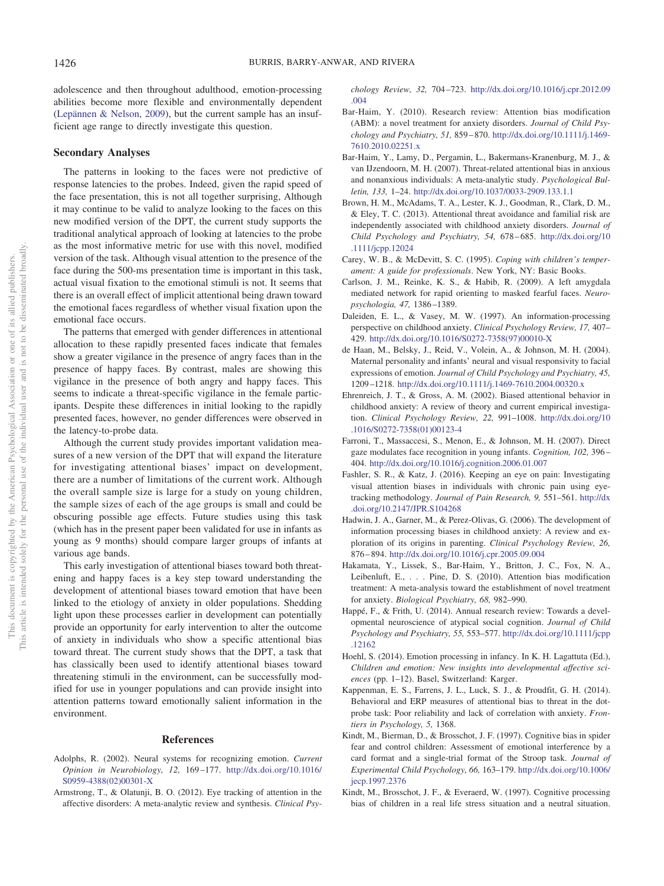adolescence and then throughout adulthood, emotion-processing abilities become more flexible and environmentally dependent (Lepännen & Nelson, 2009), but the current sample has an insufficient age range to directly investigate this question.

## Secondary Analyses

The patterns in looking to the faces were not predictive of response latencies to the probes. Indeed, given the rapid speed of the face presentation, this is not all together surprising, Although it may continue to be valid to analyze looking to the faces on this new modified version of the DPT, the current study supports the traditional analytical approach of looking at latencies to the probe as the most informative metric for use with this novel, modified version of the task. Although visual attention to the presence of the face during the 500-ms presentation time is important in this task, actual visual fixation to the emotional stimuli is not. It seems that there is an overall effect of implicit attentional being drawn toward the emotional faces regardless of whether visual fixation upon the emotional face occurs.

The patterns that emerged with gender differences in attentional allocation to these rapidly presented faces indicate that females show a greater vigilance in the presence of angry faces than in the presence of happy faces. By contrast, males are showing this vigilance in the presence of both angry and happy faces. This seems to indicate a threat-specific vigilance in the female participants. Despite these differences in initial looking to the rapidly presented faces, however, no gender differences were observed in the latency-to-probe data.

Although the current study provides important validation measures of a new version of the DPT that will expand the literature for investigating attentional biases' impact on development, there are a number of limitations of the current work. Although the overall sample size is large for a study on young children, the sample sizes of each of the age groups is small and could be obscuring possible age effects. Future studies using this task (which has in the present paper been validated for use in infants as young as 9 months) should compare larger groups of infants at various age bands.

This early investigation of attentional biases toward both threatening and happy faces is a key step toward understanding the development of attentional biases toward emotion that have been linked to the etiology of anxiety in older populations. Shedding light upon these processes earlier in development can potentially provide an opportunity for early intervention to alter the outcome of anxiety in individuals who show a specific attentional bias toward threat. The current study shows that the DPT, a task that has classically been used to identify attentional biases toward threatening stimuli in the environment, can be successfully modified for use in younger populations and can provide insight into attention patterns toward emotionally salient information in the environment.

## References

Adolphs, R. (2002). Neural systems for recognizing emotion. *Current Opinion in Neurobiology, 12,* 169–177. http://dx.doi.org/10.1016/S0959-4388(02)00301-X

Armstrong, T., & Olatunji, B. O. (2012). Eye tracking of attention in the affective disorders: A meta-analytic review and synthesis. *Clinical Psychology Review, 32,* 704–723. http://dx.doi.org/10.1016/j.cpr.2012.09.004

Bar-Haim, Y. (2010). Research review: Attention bias modification (ABM): a novel treatment for anxiety disorders. *Journal of Child Psychology and Psychiatry, 51,* 859–870. http://dx.doi.org/10.1111/j.1469-7610.2010.02251.x

Bar-Haim, Y., Lamy, D., Pergamin, L., Bakermans-Kranenburg, M. J., & van IJzendoorn, M. H. (2007). Threat-related attentional bias in anxious and nonanxious individuals: A meta-analytic study. *Psychological Bulletin, 133,* 1–24. http://dx.doi.org/10.1037/0033-2909.133.1.1

Brown, H. M., McAdams, T. A., Lester, K. J., Goodman, R., Clark, D. M., & Eley, T. C. (2013). Attentional threat avoidance and familial risk are independently associated with childhood anxiety disorders. *Journal of Child Psychology and Psychiatry, 54,* 678–685. http://dx.doi.org/10.1111/jcpp.12024

Carey, W. B., & McDevitt, S. C. (1995). *Coping with children's temperament: A guide for professionals*. New York, NY: Basic Books.

Carlson, J. M., Reinke, K. S., & Habib, R. (2009). A left amygdala mediated network for rapid orienting to masked fearful faces. *Neuropsychologia, 47,* 1386–1389.

Daleiden, E. L., & Vasey, M. W. (1997). An information-processing perspective on childhood anxiety. *Clinical Psychology Review, 17,* 407–429. http://dx.doi.org/10.1016/S0272-7358(97)00010-X

de Haan, M., Belsky, J., Reid, V., Volein, A., & Johnson, M. H. (2004). Maternal personality and infants' neural and visual responsivity to facial expressions of emotion. *Journal of Child Psychology and Psychiatry, 45,* 1209–1218. http://dx.doi.org/10.1111/j.1469-7610.2004.00320.x

Ehrenreich, J. T., & Gross, A. M. (2002). Biased attentional behavior in childhood anxiety: A review of theory and current empirical investigation. *Clinical Psychology Review, 22,* 991–1008. http://dx.doi.org/10.1016/S0272-7358(01)00123-4

Farroni, T., Massaccesi, S., Menon, E., & Johnson, M. H. (2007). Direct gaze modulates face recognition in young infants. *Cognition, 102,* 396–404. http://dx.doi.org/10.1016/j.cognition.2006.01.007

Fashler, S. R., & Katz, J. (2016). Keeping an eye on pain: Investigating visual attention biases in individuals with chronic pain using eye-tracking methodology. *Journal of Pain Research, 9,* 551–561. http://dx.doi.org/10.2147/JPR.S104268

Hadwin, J. A., Garner, M., & Perez-Olivas, G. (2006). The development of information processing biases in childhood anxiety: A review and exploration of its origins in parenting. *Clinical Psychology Review, 26,* 876–894. http://dx.doi.org/10.1016/j.cpr.2005.09.004

Hakamata, Y., Lissek, S., Bar-Haim, Y., Britton, J. C., Fox, N. A., Leibenluft, E., . . . Pine, D. S. (2010). Attention bias modification treatment: A meta-analysis toward the establishment of novel treatment for anxiety. *Biological Psychiatry, 68,* 982–990.

Happé, F., & Frith, U. (2014). Annual research review: Towards a developmental neuroscience of atypical social cognition. *Journal of Child Psychology and Psychiatry, 55,* 553–577. http://dx.doi.org/10.1111/jcpp.12162

Hoehl, S. (2014). Emotion processing in infancy. In K. H. Lagattuta (Ed.), *Children and emotion: New insights into developmental affective sciences* (pp. 1–12). Basel, Switzerland: Karger.

Kappenman, E. S., Farrens, J. L., Luck, S. J., & Proudfit, G. H. (2014). Behavioral and ERP measures of attentional bias to threat in the dot-probe task: Poor reliability and lack of correlation with anxiety. *Frontiers in Psychology, 5,* 1368.

Kindt, M., Bierman, D., & Brosschot, J. F. (1997). Cognitive bias in spider fear and control children: Assessment of emotional interference by a card format and a single-trial format of the Stroop task. *Journal of Experimental Child Psychology, 66,* 163–179. http://dx.doi.org/10.1006/jecp.1997.2376

Kindt, M., Brosschot, J. F., & Everaerd, W. (1997). Cognitive processing bias of children in a real life stress situation and a neutral situation.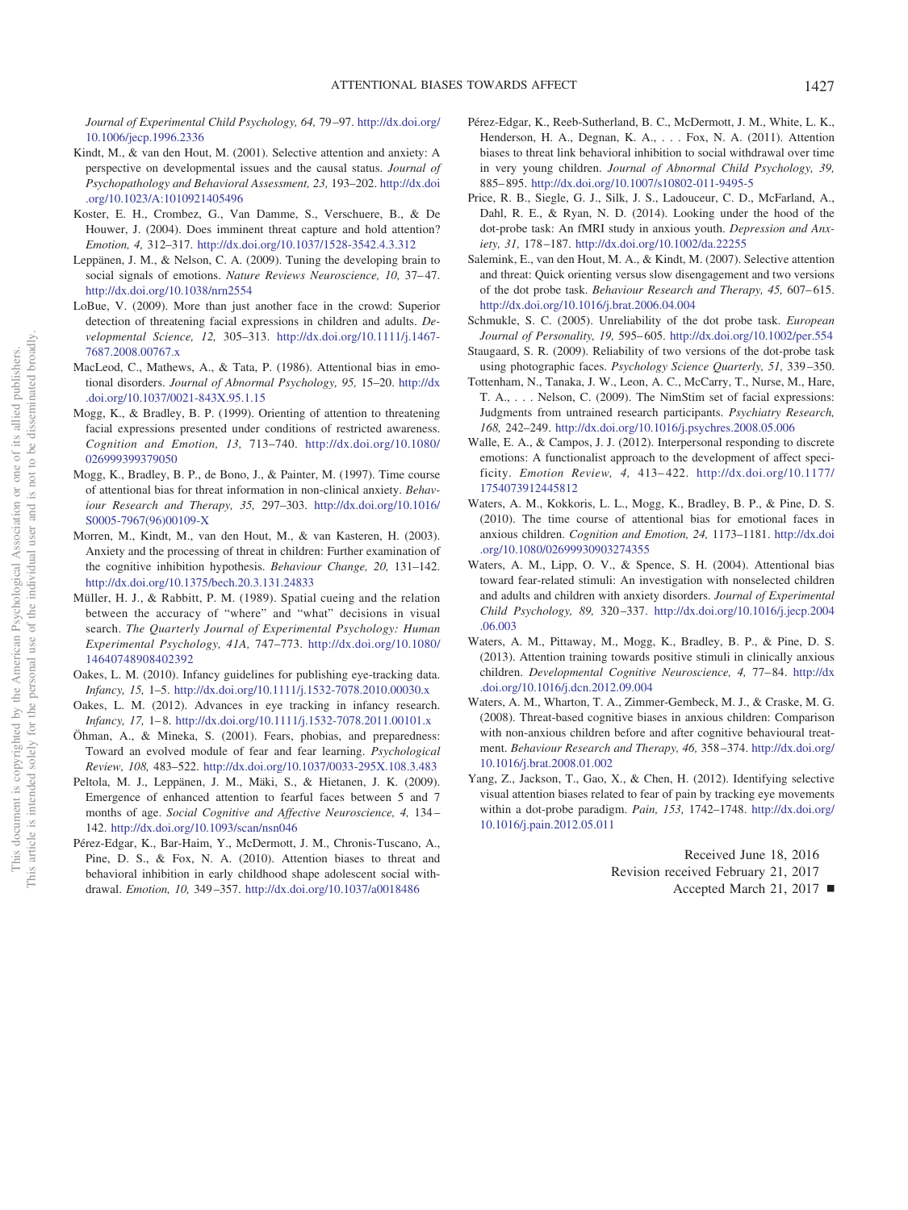Journal of Experimental Child Psychology, 64, 79–97. http://dx.doi.org/10.1006/jecp.1996.2336

Kindt, M., & van den Hout, M. (2001). Selective attention and anxiety: A perspective on developmental issues and the causal status. *Journal of Psychopathology and Behavioral Assessment, 23,* 193–202. http://dx.doi.org/10.1023/A:1010921405496

Koster, E. H., Crombez, G., Van Damme, S., Verschuere, B., & De Houwer, J. (2004). Does imminent threat capture and hold attention? *Emotion, 4,* 312–317. http://dx.doi.org/10.1037/1528-3542.4.3.312

Leppänen, J. M., & Nelson, C. A. (2009). Tuning the developing brain to social signals of emotions. *Nature Reviews Neuroscience, 10,* 37–47. http://dx.doi.org/10.1038/nrn2554

LoBue, V. (2009). More than just another face in the crowd: Superior detection of threatening facial expressions in children and adults. *Developmental Science, 12,* 305–313. http://dx.doi.org/10.1111/j.1467-7687.2008.00767.x

MacLeod, C., Mathews, A., & Tata, P. (1986). Attentional bias in emotional disorders. *Journal of Abnormal Psychology, 95,* 15–20. http://dx.doi.org/10.1037/0021-843X.95.1.15

Mogg, K., & Bradley, B. P. (1999). Orienting of attention to threatening facial expressions presented under conditions of restricted awareness. *Cognition and Emotion, 13,* 713–740. http://dx.doi.org/10.1080/026999399379050

Mogg, K., Bradley, B. P., de Bono, J., & Painter, M. (1997). Time course of attentional bias for threat information in non-clinical anxiety. *Behaviour Research and Therapy, 35,* 297–303. http://dx.doi.org/10.1016/S0005-7967(96)00109-X

Morren, M., Kindt, M., van den Hout, M., & van Kasteren, H. (2003). Anxiety and the processing of threat in children: Further examination of the cognitive inhibition hypothesis. *Behaviour Change, 20,* 131–142. http://dx.doi.org/10.1375/bech.20.3.131.24833

Müller, H. J., & Rabbitt, P. M. (1989). Spatial cueing and the relation between the accuracy of "where" and "what" decisions in visual search. *The Quarterly Journal of Experimental Psychology: Human Experimental Psychology, 41A,* 747–773. http://dx.doi.org/10.1080/14640748908402392

Oakes, L. M. (2010). Infancy guidelines for publishing eye-tracking data. *Infancy, 15,* 1–5. http://dx.doi.org/10.1111/j.1532-7078.2010.00030.x

Oakes, L. M. (2012). Advances in eye tracking in infancy research. *Infancy, 17,* 1–8. http://dx.doi.org/10.1111/j.1532-7078.2011.00101.x

Öhman, A., & Mineka, S. (2001). Fears, phobias, and preparedness: Toward an evolved module of fear and fear learning. *Psychological Review, 108,* 483–522. http://dx.doi.org/10.1037/0033-295X.108.3.483

Peltola, M. J., Leppänen, J. M., Mäki, S., & Hietanen, J. K. (2009). Emergence of enhanced attention to fearful faces between 5 and 7 months of age. *Social Cognitive and Affective Neuroscience, 4,* 134–142. http://dx.doi.org/10.1093/scan/nsn046

Pérez-Edgar, K., Bar-Haim, Y., McDermott, J. M., Chronis-Tuscano, A., Pine, D. S., & Fox, N. A. (2010). Attention biases to threat and behavioral inhibition in early childhood shape adolescent social withdrawal. *Emotion, 10,* 349–357. http://dx.doi.org/10.1037/a0018486

Pérez-Edgar, K., Reeb-Sutherland, B. C., McDermott, J. M., White, L. K., Henderson, H. A., Degnan, K. A., . . . Fox, N. A. (2011). Attention biases to threat link behavioral inhibition to social withdrawal over time in very young children. *Journal of Abnormal Child Psychology, 39,* 885–895. http://dx.doi.org/10.1007/s10802-011-9495-5

Price, R. B., Siegle, G. J., Silk, J. S., Ladouceur, C. D., McFarland, A., Dahl, R. E., & Ryan, N. D. (2014). Looking under the hood of the dot-probe task: An fMRI study in anxious youth. *Depression and Anxiety, 31,* 178–187. http://dx.doi.org/10.1002/da.22255

Salemink, E., van den Hout, M. A., & Kindt, M. (2007). Selective attention and threat: Quick orienting versus slow disengagement and two versions of the dot probe task. *Behaviour Research and Therapy, 45,* 607–615. http://dx.doi.org/10.1016/j.brat.2006.04.004

Schmukle, S. C. (2005). Unreliability of the dot probe task. *European Journal of Personality, 19,* 595–605. http://dx.doi.org/10.1002/per.554

Staugaard, S. R. (2009). Reliability of two versions of the dot-probe task using photographic faces. *Psychology Science Quarterly, 51,* 339–350.

Tottenham, N., Tanaka, J. W., Leon, A. C., McCarry, T., Nurse, M., Hare, T. A., . . . Nelson, C. (2009). The NimStim set of facial expressions: Judgments from untrained research participants. *Psychiatry Research, 168,* 242–249. http://dx.doi.org/10.1016/j.psychres.2008.05.006

Walle, E. A., & Campos, J. J. (2012). Interpersonal responding to discrete emotions: A functionalist approach to the development of affect specificity. *Emotion Review, 4,* 413–422. http://dx.doi.org/10.1177/1754073912445812

Waters, A. M., Kokkoris, L. L., Mogg, K., Bradley, B. P., & Pine, D. S. (2010). The time course of attentional bias for emotional faces in anxious children. *Cognition and Emotion, 24,* 1173–1181. http://dx.doi.org/10.1080/02699930903274355

Waters, A. M., Lipp, O. V., & Spence, S. H. (2004). Attentional bias toward fear-related stimuli: An investigation with nonselected children and adults and children with anxiety disorders. *Journal of Experimental Child Psychology, 89,* 320–337. http://dx.doi.org/10.1016/j.jecp.2004.06.003

Waters, A. M., Pittaway, M., Mogg, K., Bradley, B. P., & Pine, D. S. (2013). Attention training towards positive stimuli in clinically anxious children. *Developmental Cognitive Neuroscience, 4,* 77–84. http://dx.doi.org/10.1016/j.dcn.2012.09.004

Waters, A. M., Wharton, T. A., Zimmer-Gembeck, M. J., & Craske, M. G. (2008). Threat-based cognitive biases in anxious children: Comparison with non-anxious children before and after cognitive behavioural treatment. *Behaviour Research and Therapy, 46,* 358–374. http://dx.doi.org/10.1016/j.brat.2008.01.002

Yang, Z., Jackson, T., Gao, X., & Chen, H. (2012). Identifying selective visual attention biases related to fear of pain by tracking eye movements within a dot-probe paradigm. *Pain, 153,* 1742–1748. http://dx.doi.org/10.1016/j.pain.2012.05.011

Received June 18, 2016
Revision received February 21, 2017
Accepted March 21, 2017 ■